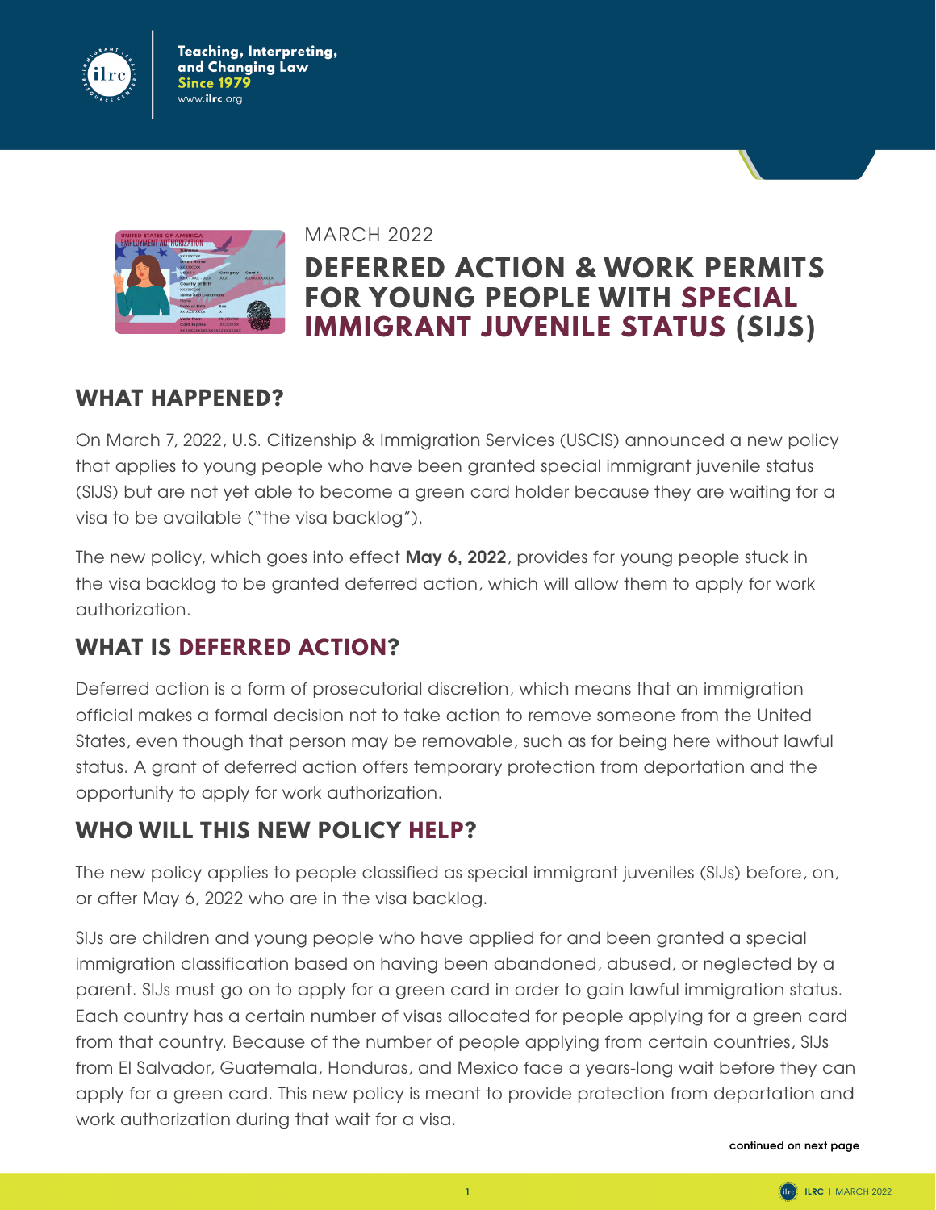MARCH 2022

# DEFERRED ACTION & WORK PERMITS FOR YOUNG PEOPLE WITH SPECIAL IMMIGRANT JUVENILE STATUS (SIJS)

## WHAT HAPPENED?

On March 7, 2022, U.S. Citizenship & Immigration Services (USCIS) announced a new policy that applies to young people who have been granted special immigrant juvenile status (SIJS) but are not yet able to become a green card holder because they are waiting for a visa to be available ("the visa backlog").

The new policy, which goes into effect **May 6, 2022**, provides for young people stuck in the visa backlog to be granted deferred action, which will allow them to apply for work authorization.

## WHAT IS DEFERRED ACTION?

Deferred action is a form of prosecutorial discretion, which means that an immigration official makes a formal decision not to take action to remove someone from the United States, even though that person may be removable, such as for being here without lawful status. A grant of deferred action offers temporary protection from deportation and the opportunity to apply for work authorization.

## WHO WILL THIS NEW POLICY HELP?

The new policy applies to people classified as special immigrant juveniles (SIJs) before, on, or after May 6, 2022 who are in the visa backlog.

SIJs are children and young people who have applied for and been granted a special immigration classification based on having been abandoned, abused, or neglected by a parent. SIJs must go on to apply for a green card in order to gain lawful immigration status. Each country has a certain number of visas allocated for people applying for a green card from that country. Because of the number of people applying from certain countries, SIJs from El Salvador, Guatemala, Honduras, and Mexico face a years-long wait before they can apply for a green card. This new policy is meant to provide protection from deportation and work authorization during that wait for a visa.

continued on next page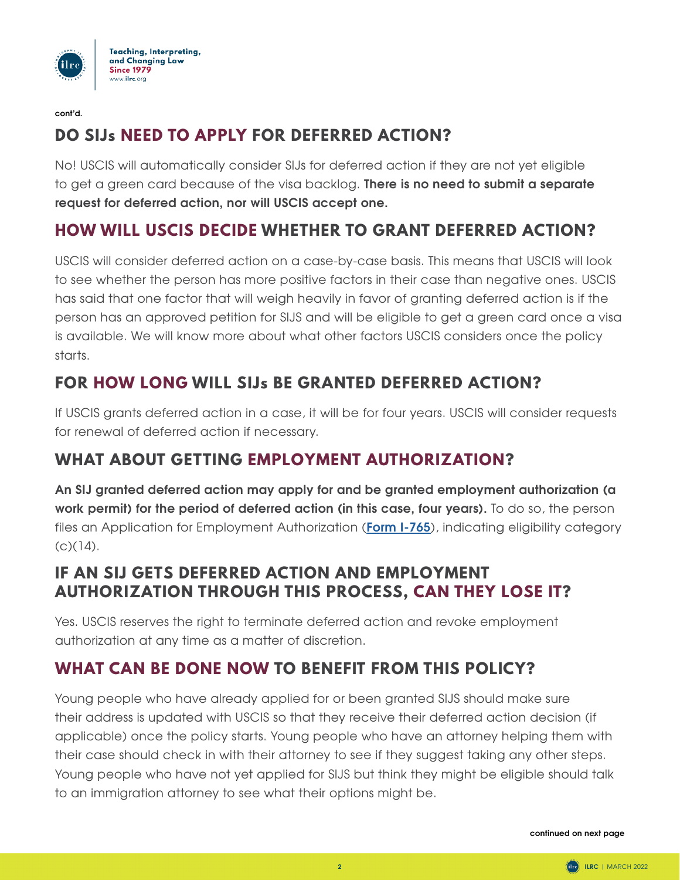cont'd.

## DO SIJs NEED TO APPLY FOR DEFERRED ACTION?

No! USCIS will automatically consider SIJs for deferred action if they are not yet eligible to get a green card because of the visa backlog. **There is no need to submit a separate request for deferred action, nor will USCIS accept one.**

## HOW WILL USCIS DECIDE WHETHER TO GRANT DEFERRED ACTION?

USCIS will consider deferred action on a case-by-case basis. This means that USCIS will look to see whether the person has more positive factors in their case than negative ones. USCIS has said that one factor that will weigh heavily in favor of granting deferred action is if the person has an approved petition for SIJS and will be eligible to get a green card once a visa is available. We will know more about what other factors USCIS considers once the policy starts.

## FOR HOW LONG WILL SIJs BE GRANTED DEFERRED ACTION?

If USCIS grants deferred action in a case, it will be for four years. USCIS will consider requests for renewal of deferred action if necessary.

## WHAT ABOUT GETTING EMPLOYMENT AUTHORIZATION?

**An SIJ granted deferred action may apply for and be granted employment authorization (a work permit) for the period of deferred action (in this case, four years).** To do so, the person files an Application for Employment Authorization (Form I-765), indicating eligibility category (c)(14).

## IF AN SIJ GETS DEFERRED ACTION AND EMPLOYMENT AUTHORIZATION THROUGH THIS PROCESS, CAN THEY LOSE IT?

Yes. USCIS reserves the right to terminate deferred action and revoke employment authorization at any time as a matter of discretion.

## WHAT CAN BE DONE NOW TO BENEFIT FROM THIS POLICY?

Young people who have already applied for or been granted SIJS should make sure their address is updated with USCIS so that they receive their deferred action decision (if applicable) once the policy starts. Young people who have an attorney helping them with their case should check in with their attorney to see if they suggest taking any other steps. Young people who have not yet applied for SIJS but think they might be eligible should talk to an immigration attorney to see what their options might be.

continued on next page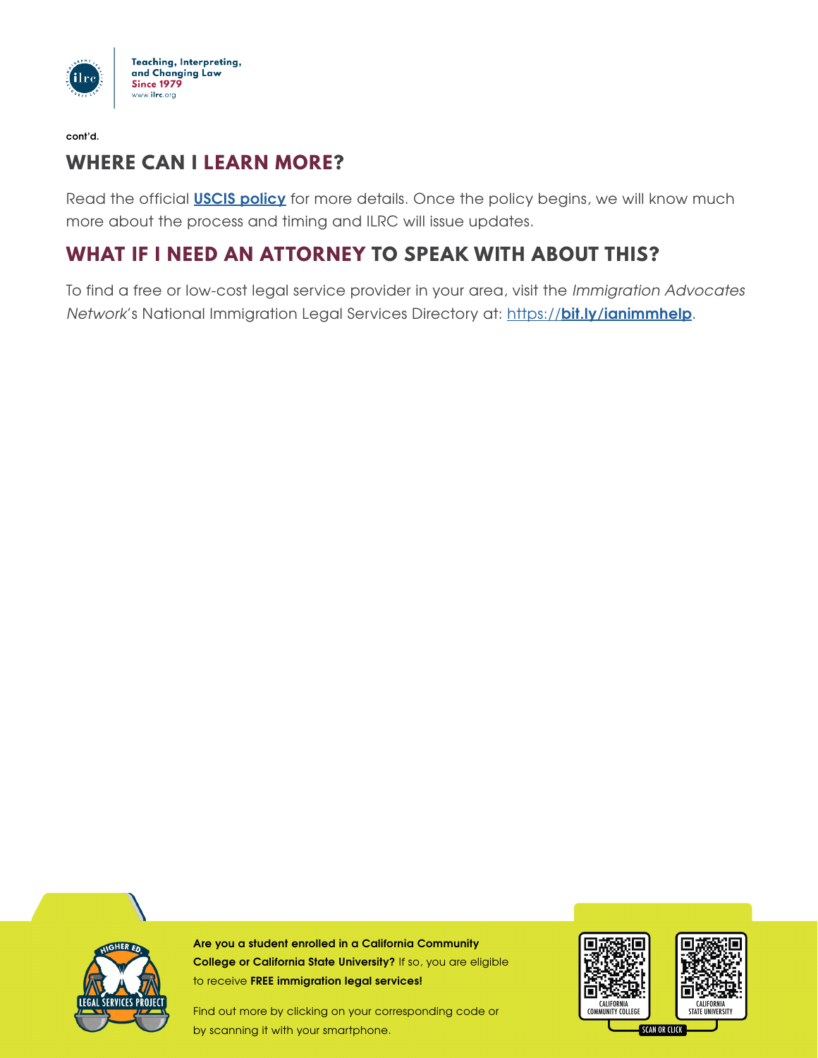cont'd.

## WHERE CAN I LEARN MORE?

Read the official **USCIS policy** for more details. Once the policy begins, we will know much more about the process and timing and ILRC will issue updates.

## WHAT IF I NEED AN ATTORNEY TO SPEAK WITH ABOUT THIS?

To find a free or low-cost legal service provider in your area, visit the *Immigration Advocates Network*'s National Immigration Legal Services Directory at: https://**bit.ly/ianimmhelp**.

**Are you a student enrolled in a California Community College or California State University?** If so, you are eligible to receive **FREE immigration legal services!**

Find out more by clicking on your corresponding code or by scanning it with your smartphone.

CALIFORNIA COMMUNITY COLLEGE

CALIFORNIA STATE UNIVERSITY

SCAN OR CLICK